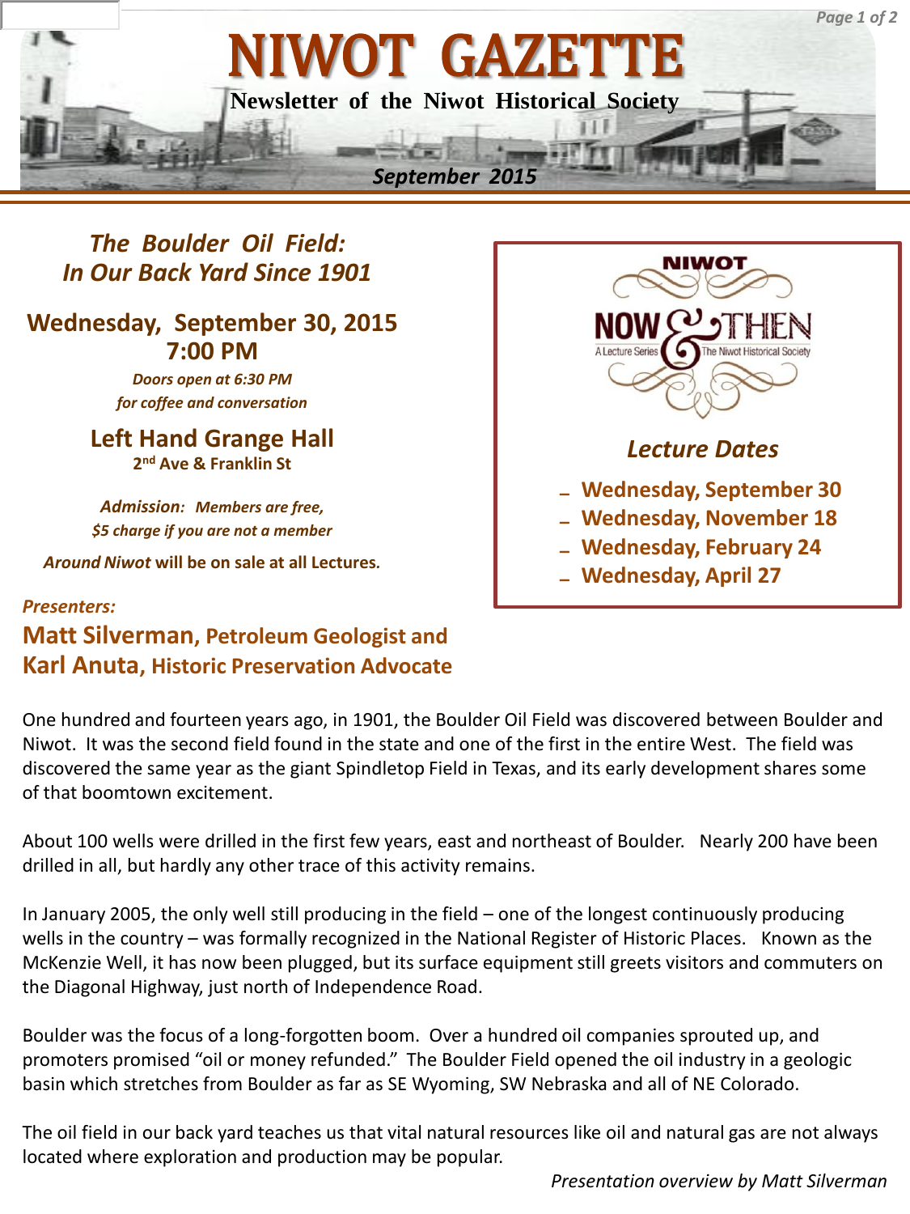# NIWOT GAZETTE

**Newsletter of the Niwot Historical Society**

***September 2015***

## *The Boulder Oil Field: In Our Back Yard Since 1901*

**Wednesday, September 30, 2015**
**7:00 PM**

***Doors open at 6:30 PM for coffee and conversation***

**Left Hand Grange Hall**
**2nd Ave & Franklin St**

***Admission: Members are free, $5 charge if you are not a member***

***Around Niwot* will be on sale at all Lectures.**

***Presenters:***

**Matt Silverman, Petroleum Geologist and**
**Karl Anuta, Historic Preservation Advocate**

NIWOT NOW & THEN
A Lecture Series — The Niwot Historical Society

### *Lecture Dates*

- **Wednesday, September 30**
- **Wednesday, November 18**
- **Wednesday, February 24**
- **Wednesday, April 27**

One hundred and fourteen years ago, in 1901, the Boulder Oil Field was discovered between Boulder and Niwot. It was the second field found in the state and one of the first in the entire West. The field was discovered the same year as the giant Spindletop Field in Texas, and its early development shares some of that boomtown excitement.

About 100 wells were drilled in the first few years, east and northeast of Boulder. Nearly 200 have been drilled in all, but hardly any other trace of this activity remains.

In January 2005, the only well still producing in the field – one of the longest continuously producing wells in the country – was formally recognized in the National Register of Historic Places. Known as the McKenzie Well, it has now been plugged, but its surface equipment still greets visitors and commuters on the Diagonal Highway, just north of Independence Road.

Boulder was the focus of a long-forgotten boom. Over a hundred oil companies sprouted up, and promoters promised "oil or money refunded." The Boulder Field opened the oil industry in a geologic basin which stretches from Boulder as far as SE Wyoming, SW Nebraska and all of NE Colorado.

The oil field in our back yard teaches us that vital natural resources like oil and natural gas are not always located where exploration and production may be popular.

*Presentation overview by Matt Silverman*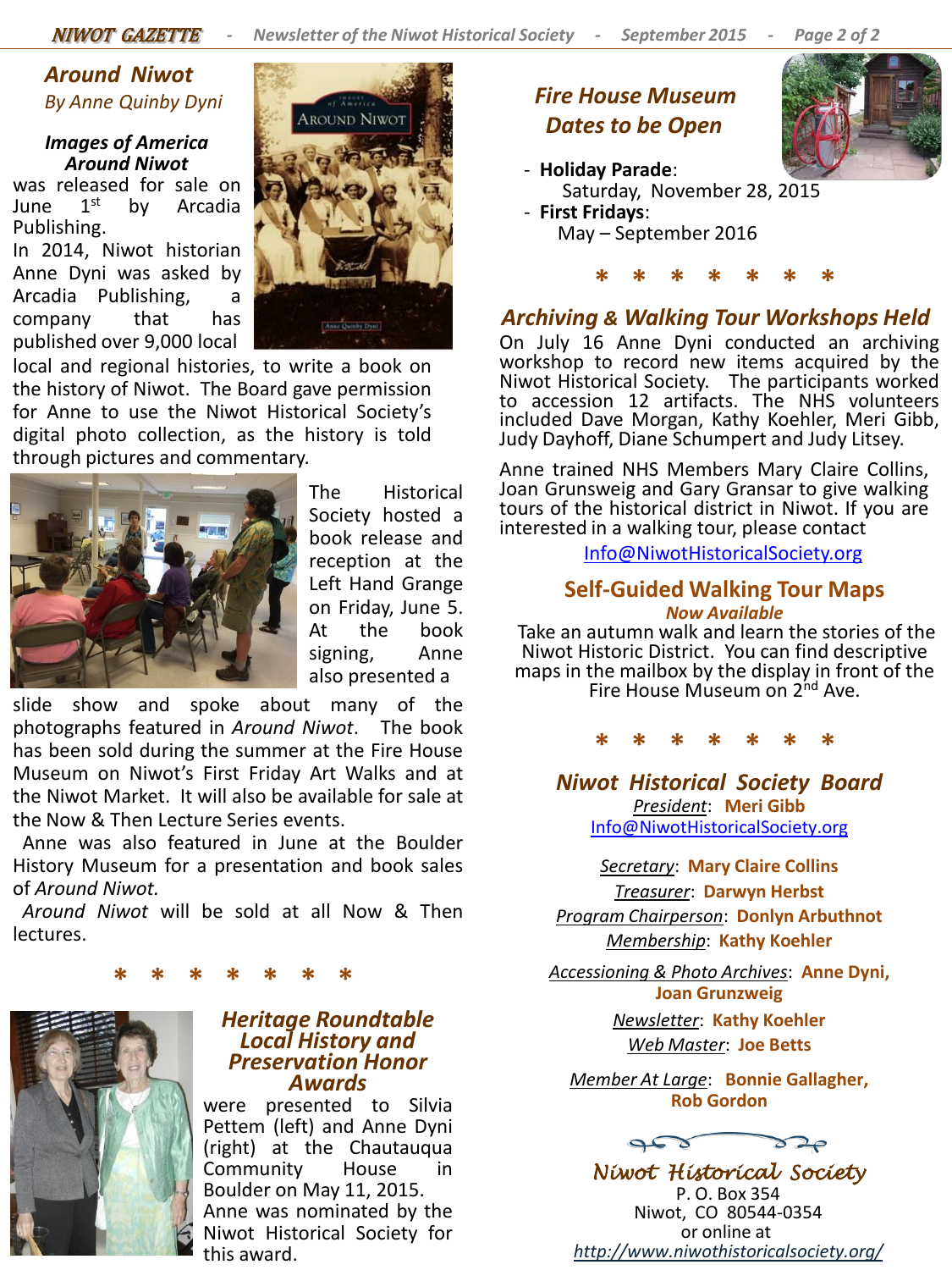## *Around Niwot*

*By Anne Quinby Dyni*

***Images of America Around Niwot*** was released for sale on June 1st by Arcadia Publishing.

In 2014, Niwot historian Anne Dyni was asked by Arcadia Publishing, a company that has published over 9,000 local local and regional histories, to write a book on the history of Niwot. The Board gave permission for Anne to use the Niwot Historical Society's digital photo collection, as the history is told through pictures and commentary.

The Historical Society hosted a book release and reception at the Left Hand Grange on Friday, June 5. At the book signing, Anne also presented a slide show and spoke about many of the photographs featured in *Around Niwot*. The book has been sold during the summer at the Fire House Museum on Niwot's First Friday Art Walks and at the Niwot Market. It will also be available for sale at the Now & Then Lecture Series events.

Anne was also featured in June at the Boulder History Museum for a presentation and book sales of *Around Niwot.*

*Around Niwot* will be sold at all Now & Then lectures.

\* \* \* \* \* \* \*

## *Heritage Roundtable Local History and Preservation Honor Awards*

were presented to Silvia Pettem (left) and Anne Dyni (right) at the Chautauqua Community House in Boulder on May 11, 2015. Anne was nominated by the Niwot Historical Society for this award.

## *Fire House Museum Dates to be Open*

- **Holiday Parade**: Saturday, November 28, 2015
- **First Fridays**: May – September 2016

\* \* \* \* \* \* \*

## *Archiving & Walking Tour Workshops Held*

On July 16 Anne Dyni conducted an archiving workshop to record new items acquired by the Niwot Historical Society. The participants worked to accession 12 artifacts. The NHS volunteers included Dave Morgan, Kathy Koehler, Meri Gibb, Judy Dayhoff, Diane Schumpert and Judy Litsey.

Anne trained NHS Members Mary Claire Collins, Joan Grunsweig and Gary Gransar to give walking tours of the historical district in Niwot. If you are interested in a walking tour, please contact

Info@NiwotHistoricalSociety.org

## Self-Guided Walking Tour Maps

***Now Available***

Take an autumn walk and learn the stories of the Niwot Historic District. You can find descriptive maps in the mailbox by the display in front of the Fire House Museum on 2nd Ave.

\* \* \* \* \* \* \*

## *Niwot Historical Society Board*

*President*: **Meri Gibb**
Info@NiwotHistoricalSociety.org

*Secretary*: **Mary Claire Collins**
*Treasurer*: **Darwyn Herbst**
*Program Chairperson*: **Donlyn Arbuthnot**
*Membership*: **Kathy Koehler**

*Accessioning & Photo Archives*: **Anne Dyni, Joan Grunzweig**

*Newsletter*: **Kathy Koehler**
*Web Master*: **Joe Betts**

*Member At Large*: **Bonnie Gallagher, Rob Gordon**

*Niwot Historical Society*
P. O. Box 354
Niwot, CO 80544-0354
or online at
*http://www.niwothistoricalsociety.org/*